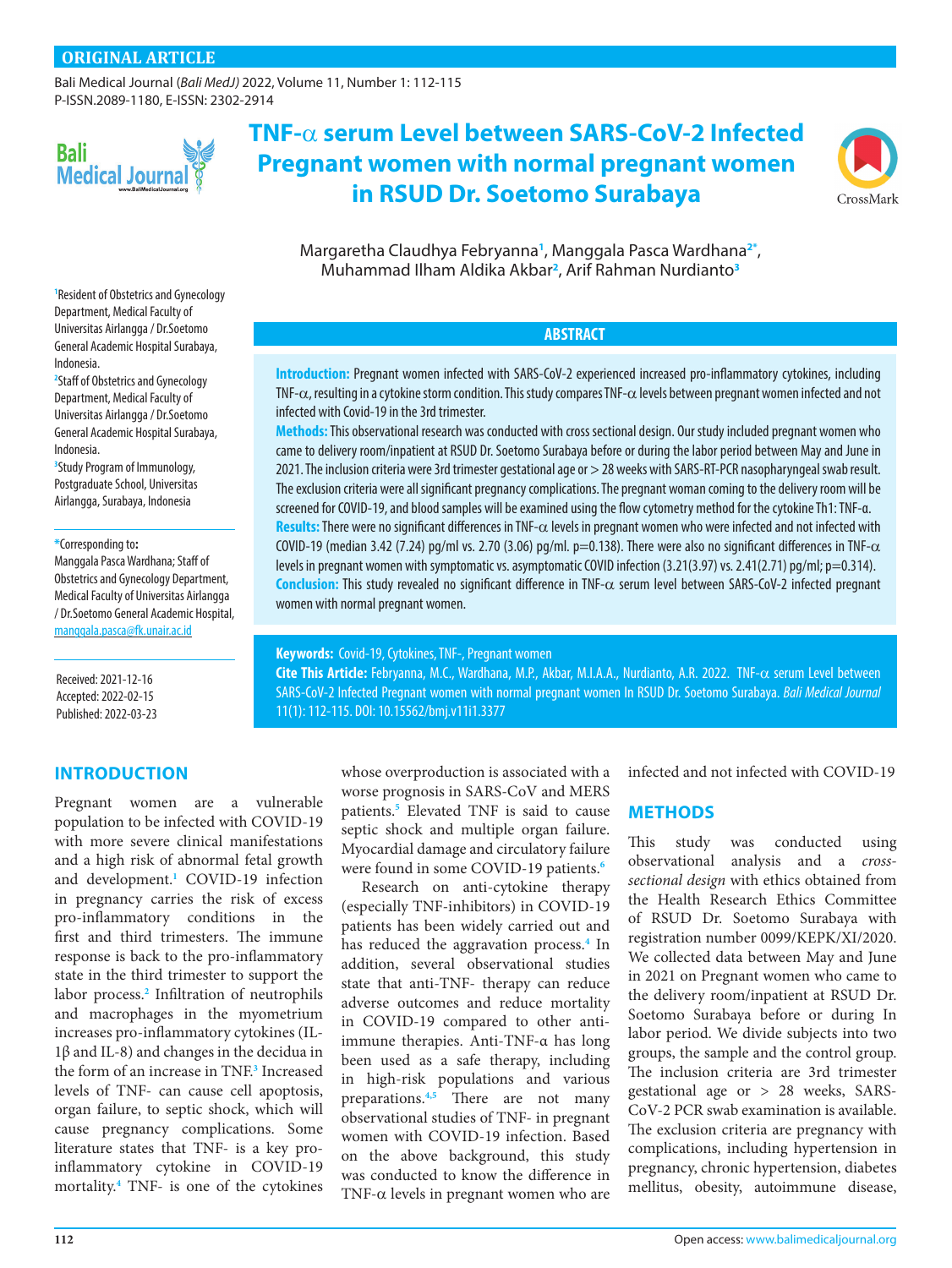**ORIGINAL ARTICLE**

# TNF-α serum Level between SARS-CoV-2 Infected Pregnant women with normal pregnant women in RSUD Dr. Soetomo Surabaya

Margaretha Claudhya Febryanna[1], Manggala Pasca Wardhana[2*], Muhammad Ilham Aldika Akbar[2], Arif Rahman Nurdianto[3]

[1]Resident of Obstetrics and Gynecology Department, Medical Faculty of Universitas Airlangga / Dr.Soetomo General Academic Hospital Surabaya, Indonesia.
[2]Staff of Obstetrics and Gynecology Department, Medical Faculty of Universitas Airlangga / Dr.Soetomo General Academic Hospital Surabaya, Indonesia.
[3]Study Program of Immunology, Postgraduate School, Universitas Airlangga, Surabaya, Indonesia

*Corresponding to: Manggala Pasca Wardhana; Staff of Obstetrics and Gynecology Department, Medical Faculty of Universitas Airlangga / Dr.Soetomo General Academic Hospital; manggala.pasca@fk.unair.ac.id

Received: 2021-12-16
Accepted: 2022-02-15
Published: 2022-03-23

## ABSTRACT

**Introduction:** Pregnant women infected with SARS-CoV-2 experienced increased pro-inflammatory cytokines, including TNF-α, resulting in a cytokine storm condition. This study compares TNF-α levels between pregnant women infected and not infected with Covid-19 in the 3rd trimester.

**Methods:** This observational research was conducted with cross sectional design. Our study included pregnant women who came to delivery room/inpatient at RSUD Dr. Soetomo Surabaya before or during the labor period between May and June in 2021. The inclusion criteria were 3rd trimester gestational age or > 28 weeks with SARS-RT-PCR nasopharyngeal swab result. The exclusion criteria were all significant pregnancy complications. The pregnant woman coming to the delivery room will be screened for COVID-19, and blood samples will be examined using the flow cytometry method for the cytokine Th1: TNF-α.

**Results:** There were no significant differences in TNF-α levels in pregnant women who were infected and not infected with COVID-19 (median 3.42 (7.24) pg/ml vs. 2.70 (3.06) pg/ml. p=0.138). There were also no significant differences in TNF-α levels in pregnant women with symptomatic vs. asymptomatic COVID infection (3.21(3.97) vs. 2.41(2.71) pg/ml; p=0.314).

**Conclusion:** This study revealed no significant difference in TNF-α serum level between SARS-CoV-2 infected pregnant women with normal pregnant women.

**Keywords:** Covid-19, Cytokines, TNF-, Pregnant women

**Cite This Article:** Febryanna, M.C., Wardhana, M.P., Akbar, M.I.A.A., Nurdianto, A.R. 2022. TNF-α serum Level between SARS-CoV-2 Infected Pregnant women with normal pregnant women In RSUD Dr. Soetomo Surabaya. *Bali Medical Journal* 11(1): 112-115. DOI: 10.15562/bmj.v11i1.3377

## INTRODUCTION

Pregnant women are a vulnerable population to be infected with COVID-19 with more severe clinical manifestations and a high risk of abnormal fetal growth and development.[1] COVID-19 infection in pregnancy carries the risk of excess pro-inflammatory conditions in the first and third trimesters. The immune response is back to the pro-inflammatory state in the third trimester to support the labor process.[2] Infiltration of neutrophils and macrophages in the myometrium increases pro-inflammatory cytokines (IL-1β and IL-8) and changes in the decidua in the form of an increase in TNF.[3] Increased levels of TNF- can cause cell apoptosis, organ failure, to septic shock, which will cause pregnancy complications. Some literature states that TNF- is a key pro-inflammatory cytokine in COVID-19 mortality.[4] TNF- is one of the cytokines whose overproduction is associated with a worse prognosis in SARS-CoV and MERS patients.[5] Elevated TNF is said to cause septic shock and multiple organ failure. Myocardial damage and circulatory failure were found in some COVID-19 patients.[6]

Research on anti-cytokine therapy (especially TNF-inhibitors) in COVID-19 patients has been widely carried out and has reduced the aggravation process.[4] In addition, several observational studies state that anti-TNF- therapy can reduce adverse outcomes and reduce mortality in COVID-19 compared to other anti-immune therapies. Anti-TNF-α has long been used as a safe therapy, including in high-risk populations and various preparations.[4,5] There are not many observational studies of TNF- in pregnant women with COVID-19 infection. Based on the above background, this study was conducted to know the difference in TNF-α levels in pregnant women who are infected and not infected with COVID-19

## METHODS

This study was conducted using observational analysis and a *cross-sectional design* with ethics obtained from the Health Research Ethics Committee of RSUD Dr. Soetomo Surabaya with registration number 0099/KEPK/XI/2020. We collected data between May and June in 2021 on Pregnant women who came to the delivery room/inpatient at RSUD Dr. Soetomo Surabaya before or during In labor period. We divide subjects into two groups, the sample and the control group. The inclusion criteria are 3rd trimester gestational age or > 28 weeks, SARS-CoV-2 PCR swab examination is available. The exclusion criteria are pregnancy with complications, including hypertension in pregnancy, chronic hypertension, diabetes mellitus, obesity, autoimmune disease,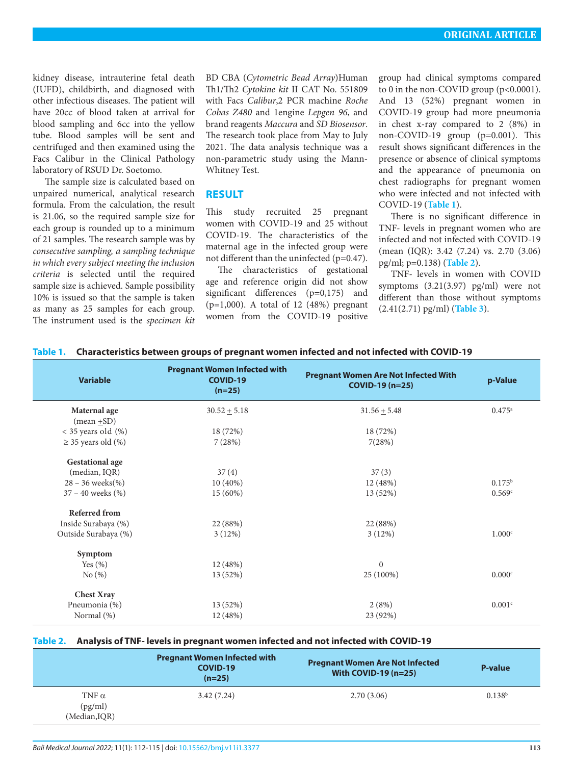kidney disease, intrauterine fetal death (IUFD), childbirth, and diagnosed with other infectious diseases. The patient will have 20cc of blood taken at arrival for blood sampling and 6cc into the yellow tube. Blood samples will be sent and centrifuged and then examined using the Facs Calibur in the Clinical Pathology laboratory of RSUD Dr. Soetomo.

The sample size is calculated based on unpaired numerical, analytical research formula. From the calculation, the result is 21.06, so the required sample size for each group is rounded up to a minimum of 21 samples. The research sample was by *consecutive sampling, a sampling technique in which every subject meeting the inclusion criteria* is selected until the required sample size is achieved. Sample possibility 10% is issued so that the sample is taken as many as 25 samples for each group. The instrument used is the *specimen kit* BD CBA (*Cytometric Bead Array*)Human Th1/Th2 *Cytokine kit* II CAT No. 551809 with Facs *Calibur*,2 PCR machine *Roche Cobas Z480* and 1engine *Lepgen 96*, and brand reagents *Maccura* and *SD Biosensor*. The research took place from May to July 2021. The data analysis technique was a non-parametric study using the Mann-Whitney Test.

## RESULT

This study recruited 25 pregnant women with COVID-19 and 25 without COVID-19. The characteristics of the maternal age in the infected group were not different than the uninfected (p=0.47).

The characteristics of gestational age and reference origin did not show significant differences (p=0,175) and (p=1,000). A total of 12 (48%) pregnant women from the COVID-19 positive group had clinical symptoms compared to 0 in the non-COVID group (p<0.0001). And 13 (52%) pregnant women in COVID-19 group had more pneumonia in chest x-ray compared to 2 (8%) in non-COVID-19 group (p=0.001). This result shows significant differences in the presence or absence of clinical symptoms and the appearance of pneumonia on chest radiographs for pregnant women who were infected and not infected with COVID-19 (**Table 1**).

There is no significant difference in TNF- levels in pregnant women who are infected and not infected with COVID-19 (mean (IQR): 3.42 (7.24) vs. 2.70 (3.06) pg/ml; p=0.138) (**Table 2**).

TNF- levels in women with COVID symptoms (3.21(3.97) pg/ml) were not different than those without symptoms (2.41(2.71) pg/ml) (**Table 3**).

**Table 1. Characteristics between groups of pregnant women infected and not infected with COVID-19**

| Variable | Pregnant Women Infected with COVID-19 (n=25) | Pregnant Women Are Not Infected With COVID-19 (n=25) | p-Value |
|---|---|---|---|
| **Maternal age** (mean ±SD) | 30.52 ± 5.18 | 31.56 ± 5.48 | 0.475[a] |
| < 35 years old (%) | 18 (72%) | 18 (72%) | |
| ≥ 35 years old (%) | 7 (28%) | 7(28%) | |
| **Gestational age** | | | |
| (median, IQR) | 37 (4) | 37 (3) | |
| 28 – 36 weeks(%) | 10 (40%) | 12 (48%) | 0.175[b] |
| 37 – 40 weeks (%) | 15 (60%) | 13 (52%) | 0.569[c] |
| **Referred from** | | | |
| Inside Surabaya (%) | 22 (88%) | 22 (88%) | |
| Outside Surabaya (%) | 3 (12%) | 3 (12%) | 1.000[c] |
| **Symptom** | | | |
| Yes (%) | 12 (48%) | 0 | |
| No (%) | 13 (52%) | 25 (100%) | 0.000[c] |
| **Chest Xray** | | | |
| Pneumonia (%) | 13 (52%) | 2 (8%) | 0.001[c] |
| Normal (%) | 12 (48%) | 23 (92%) | |

**Table 2. Analysis of TNF- levels in pregnant women infected and not infected with COVID-19**

| | Pregnant Women Infected with COVID-19 (n=25) | Pregnant Women Are Not Infected With COVID-19 (n=25) | P-value |
|---|---|---|---|
| TNF $\alpha$ (pg/ml) (Median,IQR) | 3.42 (7.24) | 2.70 (3.06) | 0.138[b] |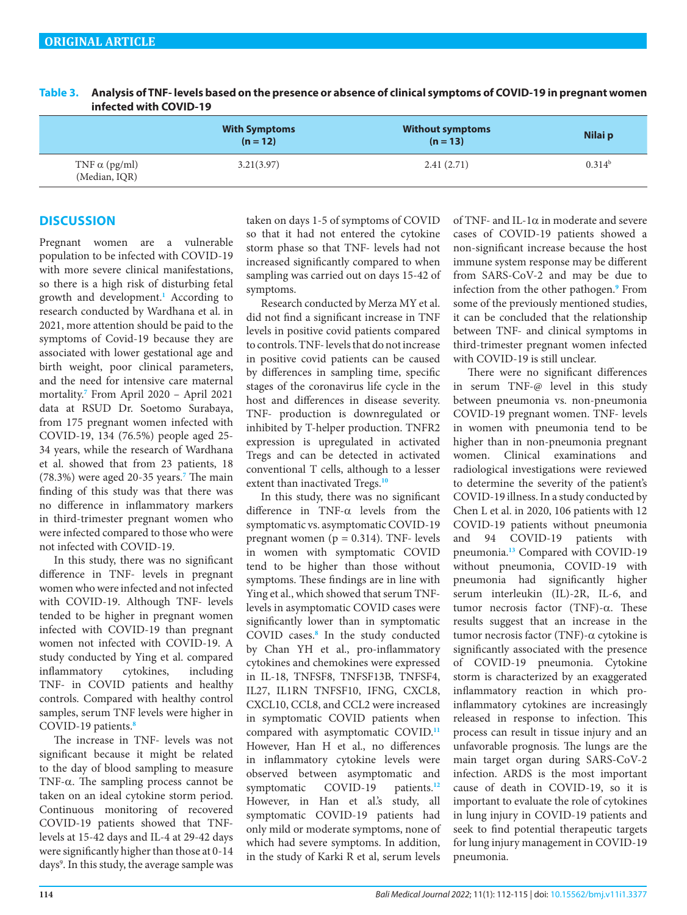**Table 3. Analysis of TNF- levels based on the presence or absence of clinical symptoms of COVID-19 in pregnant women infected with COVID-19**

| | With Symptoms (n = 12) | Without symptoms (n = 13) | Nilai p |
|---|---|---|---|
| TNF α (pg/ml) (Median, IQR) | 3.21(3.97) | 2.41 (2.71) | 0.314[b] |

## DISCUSSION

Pregnant women are a vulnerable population to be infected with COVID-19 with more severe clinical manifestations, so there is a high risk of disturbing fetal growth and development.[1] According to research conducted by Wardhana et al. in 2021, more attention should be paid to the symptoms of Covid-19 because they are associated with lower gestational age and birth weight, poor clinical parameters, and the need for intensive care maternal mortality.[7] From April 2020 – April 2021 data at RSUD Dr. Soetomo Surabaya, from 175 pregnant women infected with COVID-19, 134 (76.5%) people aged 25-34 years, while the research of Wardhana et al. showed that from 23 patients, 18 (78.3%) were aged 20-35 years.[7] The main finding of this study was that there was no difference in inflammatory markers in third-trimester pregnant women who were infected compared to those who were not infected with COVID-19.

In this study, there was no significant difference in TNF- levels in pregnant women who were infected and not infected with COVID-19. Although TNF- levels tended to be higher in pregnant women infected with COVID-19 than pregnant women not infected with COVID-19. A study conducted by Ying et al. compared inflammatory cytokines, including TNF- in COVID patients and healthy controls. Compared with healthy control samples, serum TNF levels were higher in COVID-19 patients.[8]

The increase in TNF- levels was not significant because it might be related to the day of blood sampling to measure TNF-α. The sampling process cannot be taken on an ideal cytokine storm period. Continuous monitoring of recovered COVID-19 patients showed that TNF-levels at 15-42 days and IL-4 at 29-42 days were significantly higher than those at 0-14 days[9]. In this study, the average sample was taken on days 1-5 of symptoms of COVID so that it had not entered the cytokine storm phase so that TNF- levels had not increased significantly compared to when sampling was carried out on days 15-42 of symptoms.

Research conducted by Merza MY et al. did not find a significant increase in TNF levels in positive covid patients compared to controls. TNF- levels that do not increase in positive covid patients can be caused by differences in sampling time, specific stages of the coronavirus life cycle in the host and differences in disease severity. TNF- production is downregulated or inhibited by T-helper production. TNFR2 expression is upregulated in activated Tregs and can be detected in activated conventional T cells, although to a lesser extent than inactivated Tregs.[10]

In this study, there was no significant difference in TNF-α levels from the symptomatic vs. asymptomatic COVID-19 pregnant women ($p = 0.314$). TNF- levels in women with symptomatic COVID tend to be higher than those without symptoms. These findings are in line with Ying et al., which showed that serum TNF-levels in asymptomatic COVID cases were significantly lower than in symptomatic COVID cases.[8] In the study conducted by Chan YH et al., pro-inflammatory cytokines and chemokines were expressed in IL-18, TNFSF8, TNFSF13B, TNFSF4, IL27, IL1RN TNFSF10, IFNG, CXCL8, CXCL10, CCL8, and CCL2 were increased in symptomatic COVID patients when compared with asymptomatic COVID.[11] However, Han H et al., no differences in inflammatory cytokine levels were observed between asymptomatic and symptomatic COVID-19 patients.[12] However, in Han et al.'s study, all symptomatic COVID-19 patients had only mild or moderate symptoms, none of which had severe symptoms. In addition, in the study of Karki R et al, serum levels of TNF- and IL-1α in moderate and severe cases of COVID-19 patients showed a non-significant increase because the host immune system response may be different from SARS-CoV-2 and may be due to infection from the other pathogen.[9] From some of the previously mentioned studies, it can be concluded that the relationship between TNF- and clinical symptoms in third-trimester pregnant women infected with COVID-19 is still unclear.

There were no significant differences in serum TNF-@ level in this study between pneumonia vs. non-pneumonia COVID-19 pregnant women. TNF- levels in women with pneumonia tend to be higher than in non-pneumonia pregnant women. Clinical examinations and radiological investigations were reviewed to determine the severity of the patient's COVID-19 illness. In a study conducted by Chen L et al. in 2020, 106 patients with 12 COVID-19 patients without pneumonia and 94 COVID-19 patients with pneumonia.[13] Compared with COVID-19 without pneumonia, COVID-19 with pneumonia had significantly higher serum interleukin (IL)-2R, IL-6, and tumor necrosis factor (TNF)-α. These results suggest that an increase in the tumor necrosis factor (TNF)-α cytokine is significantly associated with the presence of COVID-19 pneumonia. Cytokine storm is characterized by an exaggerated inflammatory reaction in which pro-inflammatory cytokines are increasingly released in response to infection. This process can result in tissue injury and an unfavorable prognosis. The lungs are the main target organ during SARS-CoV-2 infection. ARDS is the most important cause of death in COVID-19, so it is important to evaluate the role of cytokines in lung injury in COVID-19 patients and seek to find potential therapeutic targets for lung injury management in COVID-19 pneumonia.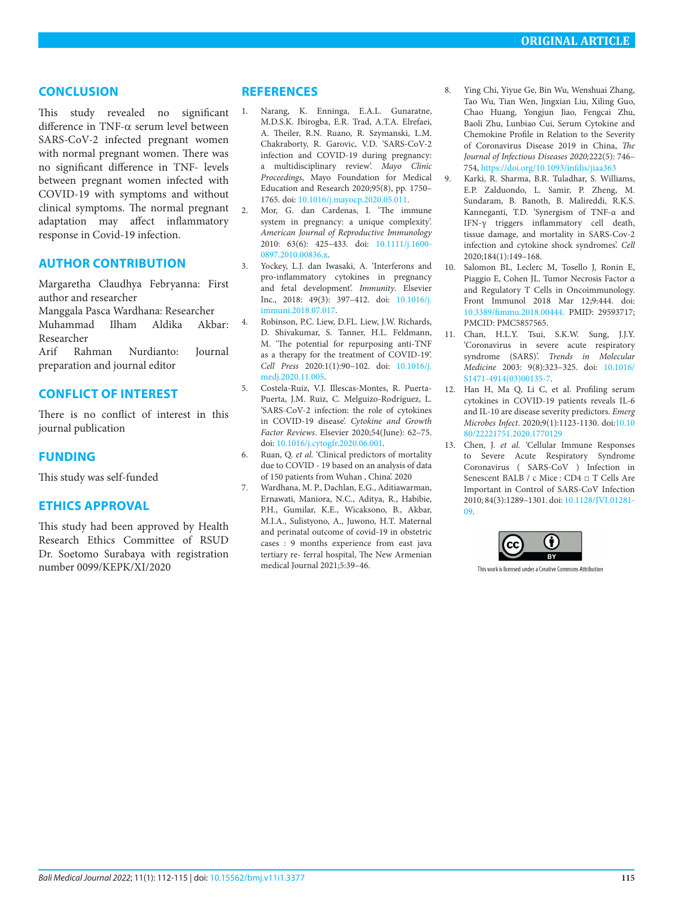## CONCLUSION

This study revealed no significant difference in TNF-α serum level between SARS-CoV-2 infected pregnant women with normal pregnant women. There was no significant difference in TNF- levels between pregnant women infected with COVID-19 with symptoms and without clinical symptoms. The normal pregnant adaptation may affect inflammatory response in Covid-19 infection.

## AUTHOR CONTRIBUTION

Margaretha Claudhya Febryanna: First author and researcher
Manggala Pasca Wardhana: Researcher
Muhammad Ilham Aldika Akbar: Researcher
Arif Rahman Nurdianto: Journal preparation and journal editor

## CONFLICT OF INTEREST

There is no conflict of interest in this journal publication

## FUNDING

This study was self-funded

## ETHICS APPROVAL

This study had been approved by Health Research Ethics Committee of RSUD Dr. Soetomo Surabaya with registration number 0099/KEPK/XI/2020

## REFERENCES

1. Narang, K. Enninga, E.A.L. Gunaratne, M.D.S.K. Ibirogba, E.R. Trad, A.T.A. Elrefaei, A. Theiler, R.N. Ruano, R. Szymanski, L.M. Chakraborty, R. Garovic, V.D. 'SARS-CoV-2 infection and COVID-19 during pregnancy: a multidisciplinary review'. *Mayo Clinic Proceedings*, Mayo Foundation for Medical Education and Research 2020;95(8), pp. 1750–1765. doi: 10.1016/j.mayocp.2020.05.011.
2. Mor, G. dan Cardenas, I. 'The immune system in pregnancy: a unique complexity'. *American Journal of Reproductive Immunology* 2010: 63(6): 425–433. doi: 10.1111/j.1600-0897.2010.00836.x.
3. Yockey, L.J. dan Iwasaki, A. 'Interferons and pro-inflammatory cytokines in pregnancy and fetal development'. *Immunity*. Elsevier Inc., 2018: 49(3): 397–412. doi: 10.1016/j.immuni.2018.07.017.
4. Robinson, P.C. Liew, D.FL. Liew, J.W. Richards, D. Shivakumar, S. Tanner, H.L. Feldmann, M. 'The potential for repurposing anti-TNF as a therapy for the treatment of COVID-19'. *Cell Press* 2020:1(1):90–102. doi: 10.1016/j.medj.2020.11.005.
5. Costela-Ruiz, V.J. Illescas-Montes, R. Puerta-Puerta, J.M. Ruiz, C. Melguizo-Rodríguez, L. 'SARS-CoV-2 infection: the role of cytokines in COVID-19 disease'. *Cytokine and Growth Factor Reviews*. Elsevier 2020;54(June): 62–75. doi: 10.1016/j.cytogfr.2020.06.001.
6. Ruan, Q. *et al.* 'Clinical predictors of mortality due to COVID - 19 based on an analysis of data of 150 patients from Wuhan , China'. 2020
7. Wardhana, M. P., Dachlan, E.G., Aditiawarman, Ernawati, Maniora, N.C., Aditya, R., Habibie, P.H., Gumilar, K.E., Wicaksono, B., Akbar, M.I.A., Sulistyono, A., Juwono, H.T. Maternal and perinatal outcome of covid-19 in obstetric cases : 9 months experience from east java tertiary re- ferral hospital, The New Armenian medical Journal 2021;5:39–46.
8. Ying Chi, Yiyue Ge, Bin Wu, Wenshuai Zhang, Tao Wu, Tian Wen, Jingxian Liu, Xiling Guo, Chao Huang, Yongjun Jiao, Fengcai Zhu, Baoli Zhu, Lunbiao Cui, Serum Cytokine and Chemokine Profile in Relation to the Severity of Coronavirus Disease 2019 in China, *The Journal of Infectious Diseases 2020*;222(5): 746–754, https://doi.org/10.1093/infdis/jiaa363
9. Karki, R. Sharma, B.R. Tuladhar, S. Williams, E.P. Zalduondo, L. Samir, P. Zheng, M. Sundaram, B. Banoth, B. Malireddi, R.K.S. Kanneganti, T.D. 'Synergism of TNF-α and IFN-γ triggers inflammatory cell death, tissue damage, and mortality in SARS-Cov-2 infection and cytokine shock syndromes'. *Cell* 2020;184(1):149–168.
10. Salomon BL, Leclerc M, Tosello J, Ronin E, Piaggio E, Cohen JL. Tumor Necrosis Factor α and Regulatory T Cells in Oncoimmunology. Front Immunol 2018 Mar 12;9:444. doi: 10.3389/fimmu.2018.00444. PMID: 29593717; PMCID: PMC5857565.
11. Chan, H.L.Y. Tsui, S.K.W. Sung, J.J.Y. 'Coronavirus in severe acute respiratory syndrome (SARS)'. *Trends in Molecular Medicine* 2003: 9(8):323–325. doi: 10.1016/S1471-4914(03)00135-7.
12. Han H, Ma Q, Li C, et al. Profiling serum cytokines in COVID-19 patients reveals IL-6 and IL-10 are disease severity predictors. *Emerg Microbes Infect*. 2020;9(1):1123-1130. doi:10.1080/22221751.2020.1770129
13. Chen, J. *et al.* 'Cellular Immune Responses to Severe Acute Respiratory Syndrome Coronavirus ( SARS-CoV ) Infection in Senescent BALB / c Mice : CD4 □ T Cells Are Important in Control of SARS-CoV Infection 2010; 84(3):1289–1301. doi: 10.1128/JVI.01281-09.

This work is licensed under a Creative Commons Attribution